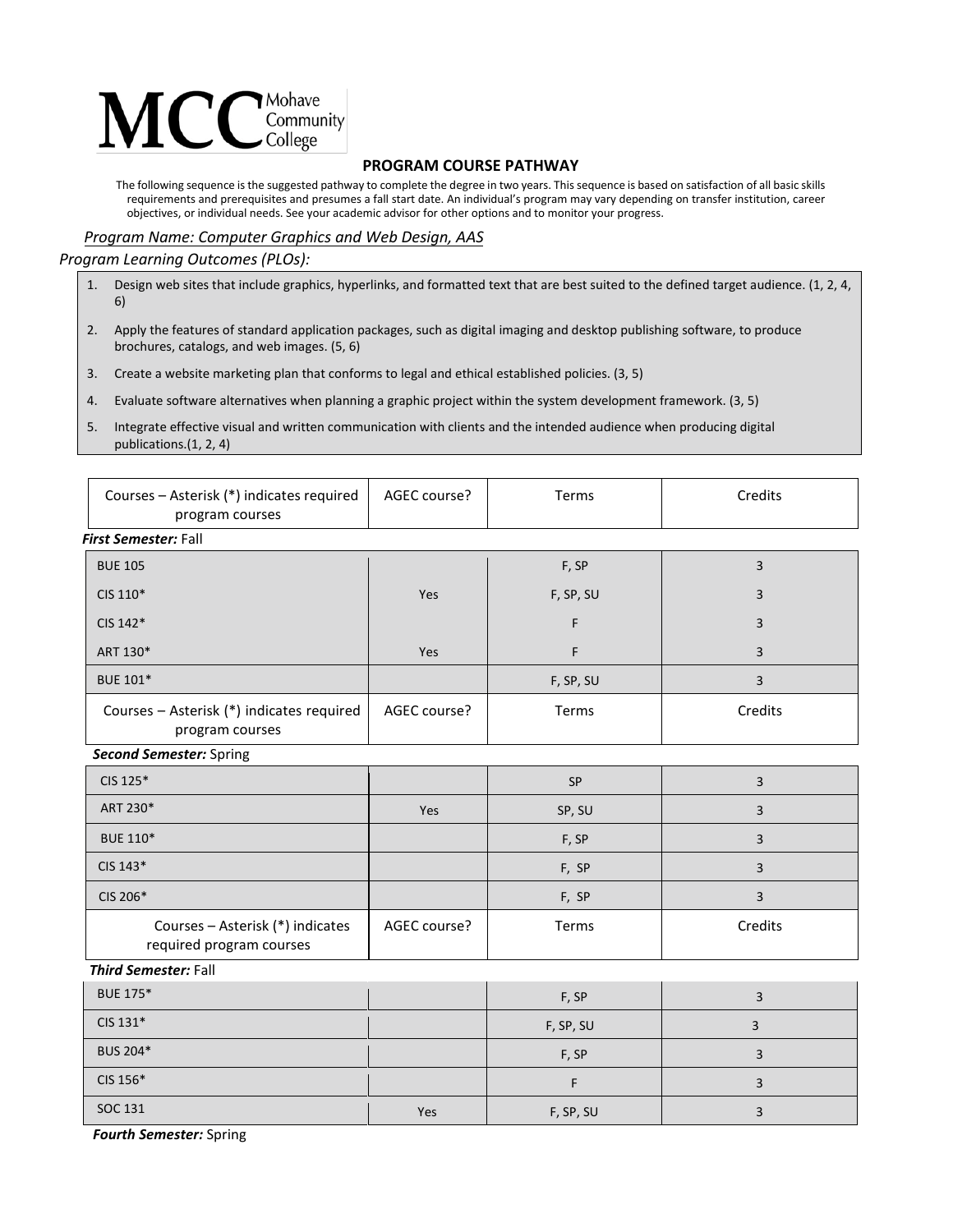MCC Mohave Community College

## PROGRAM COURSE PATHWAY

The following sequence is the suggested pathway to complete the degree in two years. This sequence is based on satisfaction of all basic skills requirements and prerequisites and presumes a fall start date. An individual's program may vary depending on transfer institution, career objectives, or individual needs. See your academic advisor for other options and to monitor your progress.

*Program Name: Computer Graphics and Web Design, AAS*

*Program Learning Outcomes (PLOs):*

1. Design web sites that include graphics, hyperlinks, and formatted text that are best suited to the defined target audience. (1, 2, 4, 6)
2. Apply the features of standard application packages, such as digital imaging and desktop publishing software, to produce brochures, catalogs, and web images. (5, 6)
3. Create a website marketing plan that conforms to legal and ethical established policies. (3, 5)
4. Evaluate software alternatives when planning a graphic project within the system development framework. (3, 5)
5. Integrate effective visual and written communication with clients and the intended audience when producing digital publications.(1, 2, 4)

| Courses – Asterisk (*) indicates required program courses | AGEC course? | Terms | Credits |
|---|---|---|---|
| ***First Semester:*** Fall | | | |
| BUE 105 | | F, SP | 3 |
| CIS 110* | Yes | F, SP, SU | 3 |
| CIS 142* | | F | 3 |
| ART 130* | Yes | F | 3 |
| BUE 101* | | F, SP, SU | 3 |

| Courses – Asterisk (*) indicates required program courses | AGEC course? | Terms | Credits |
|---|---|---|---|
| ***Second Semester:*** Spring | | | |
| CIS 125* | | SP | 3 |
| ART 230* | Yes | SP, SU | 3 |
| BUE 110* | | F, SP | 3 |
| CIS 143* | | F, SP | 3 |
| CIS 206* | | F, SP | 3 |

| Courses – Asterisk (*) indicates required program courses | AGEC course? | Terms | Credits |
|---|---|---|---|
| ***Third Semester:*** Fall | | | |
| BUE 175* | | F, SP | 3 |
| CIS 131* | | F, SP, SU | 3 |
| BUS 204* | | F, SP | 3 |
| CIS 156* | | F | 3 |
| SOC 131 | Yes | F, SP, SU | 3 |

***Fourth Semester:*** Spring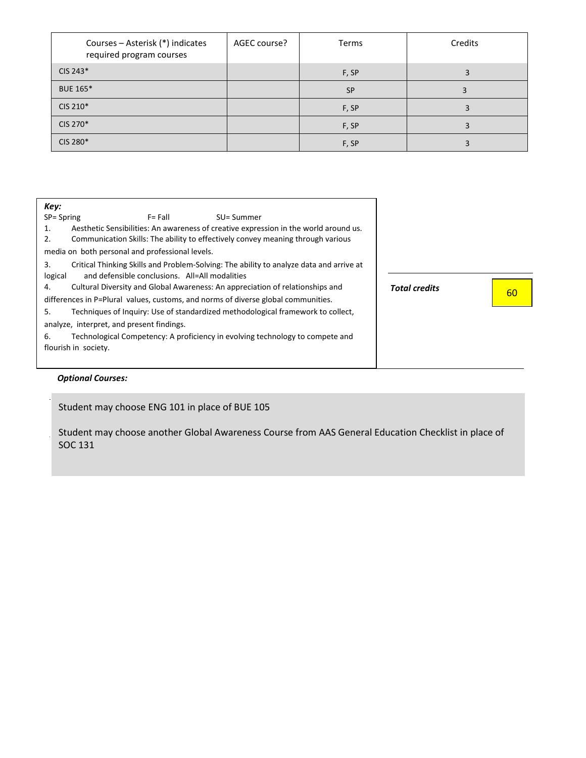| Courses – Asterisk (*) indicates required program courses | AGEC course? | Terms | Credits |
| --- | --- | --- | --- |
| CIS 243* | | F, SP | 3 |
| BUE 165* | | SP | 3 |
| CIS 210* | | F, SP | 3 |
| CIS 270* | | F, SP | 3 |
| CIS 280* | | F, SP | 3 |

***Key:***

SP= Spring F= Fall SU= Summer

1. Aesthetic Sensibilities: An awareness of creative expression in the world around us.
2. Communication Skills: The ability to effectively convey meaning through various media on both personal and professional levels.
3. Critical Thinking Skills and Problem-Solving: The ability to analyze data and arrive at logical and defensible conclusions. All=All modalities
4. Cultural Diversity and Global Awareness: An appreciation of relationships and differences in P=Plural values, customs, and norms of diverse global communities.
5. Techniques of Inquiry: Use of standardized methodological framework to collect, analyze, interpret, and present findings.
6. Technological Competency: A proficiency in evolving technology to compete and flourish in society.

***Total credits*** 60

***Optional Courses:***

Student may choose ENG 101 in place of BUE 105

Student may choose another Global Awareness Course from AAS General Education Checklist in place of SOC 131